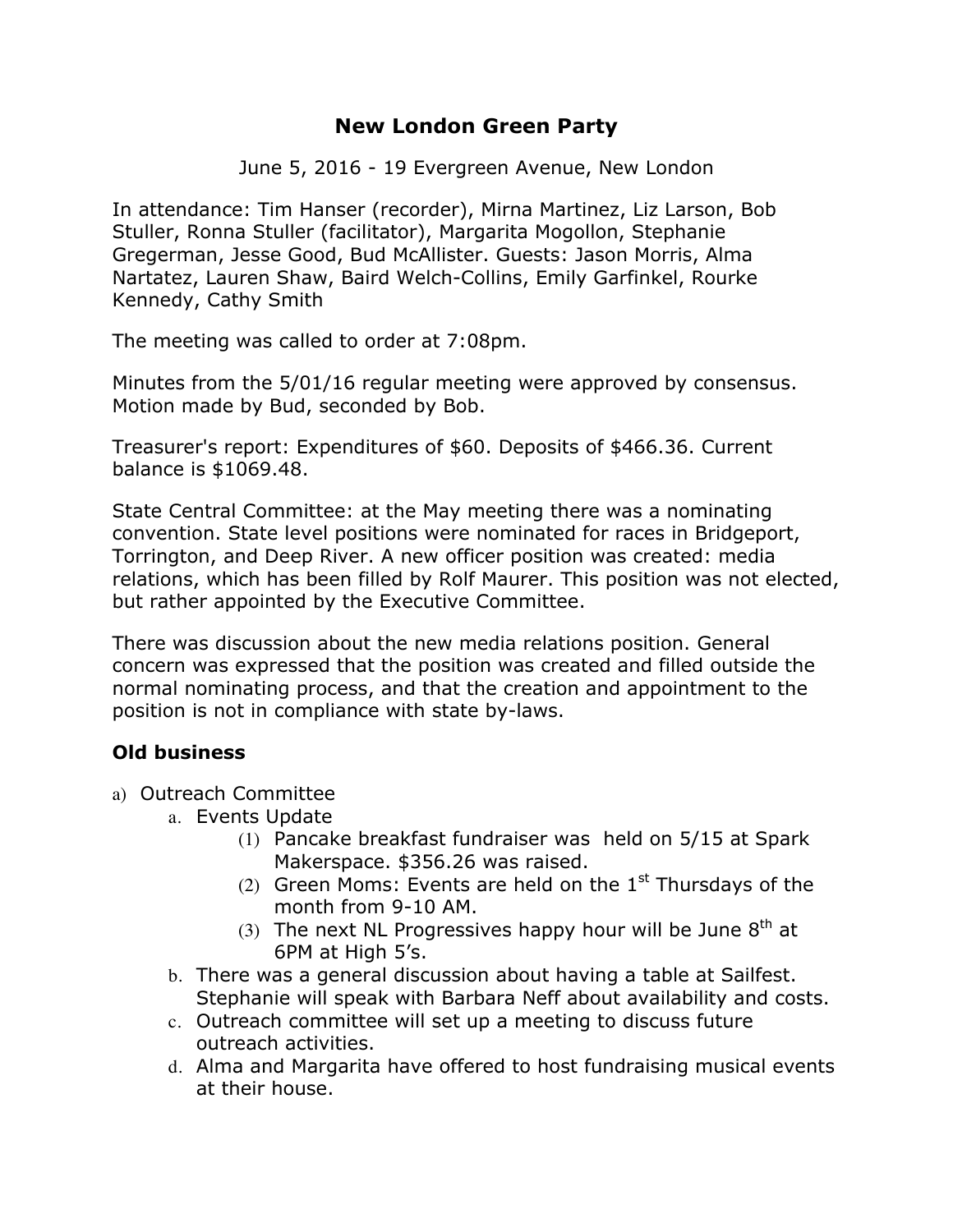# New London Green Party

June 5, 2016 - 19 Evergreen Avenue, New London

In attendance: Tim Hanser (recorder), Mirna Martinez, Liz Larson, Bob Stuller, Ronna Stuller (facilitator), Margarita Mogollon, Stephanie Gregerman, Jesse Good, Bud McAllister. Guests: Jason Morris, Alma Nartatez, Lauren Shaw, Baird Welch-Collins, Emily Garfinkel, Rourke Kennedy, Cathy Smith

The meeting was called to order at 7:08pm.

Minutes from the 5/01/16 regular meeting were approved by consensus. Motion made by Bud, seconded by Bob.

Treasurer's report: Expenditures of $60. Deposits of $466.36. Current balance is $1069.48.

State Central Committee: at the May meeting there was a nominating convention. State level positions were nominated for races in Bridgeport, Torrington, and Deep River. A new officer position was created: media relations, which has been filled by Rolf Maurer. This position was not elected, but rather appointed by the Executive Committee.

There was discussion about the new media relations position. General concern was expressed that the position was created and filled outside the normal nominating process, and that the creation and appointment to the position is not in compliance with state by-laws.

## Old business

a) Outreach Committee
   a. Events Update
      (1) Pancake breakfast fundraiser was held on 5/15 at Spark Makerspace. $356.26 was raised.
      (2) Green Moms: Events are held on the 1st Thursdays of the month from 9-10 AM.
      (3) The next NL Progressives happy hour will be June 8th at 6PM at High 5's.
   b. There was a general discussion about having a table at Sailfest. Stephanie will speak with Barbara Neff about availability and costs.
   c. Outreach committee will set up a meeting to discuss future outreach activities.
   d. Alma and Margarita have offered to host fundraising musical events at their house.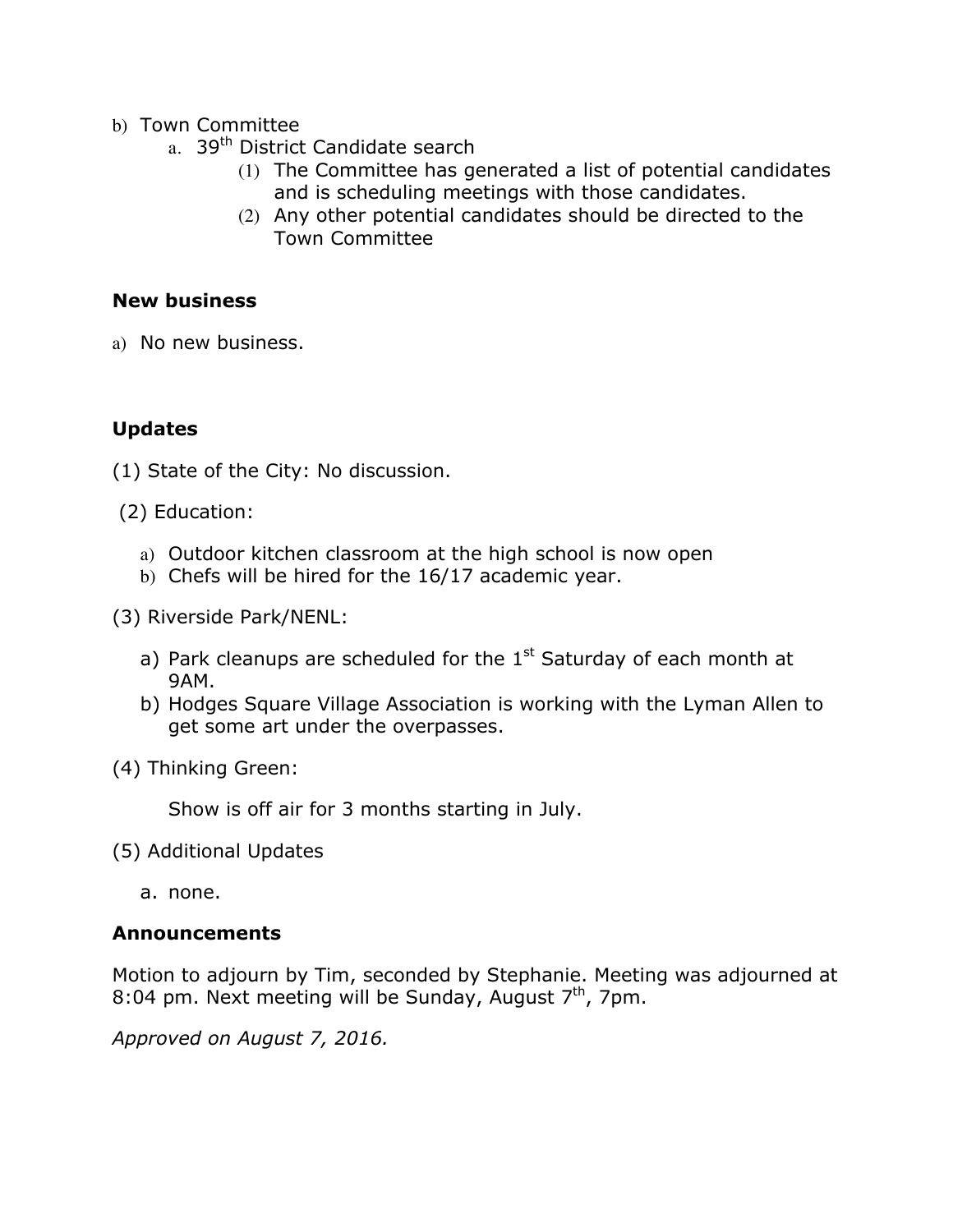b) Town Committee
   a. 39th District Candidate search
      (1) The Committee has generated a list of potential candidates and is scheduling meetings with those candidates.
      (2) Any other potential candidates should be directed to the Town Committee

**New business**

a) No new business.

**Updates**

(1) State of the City: No discussion.

(2) Education:

a) Outdoor kitchen classroom at the high school is now open
b) Chefs will be hired for the 16/17 academic year.

(3) Riverside Park/NENL:

a) Park cleanups are scheduled for the 1st Saturday of each month at 9AM.
b) Hodges Square Village Association is working with the Lyman Allen to get some art under the overpasses.

(4) Thinking Green:

Show is off air for 3 months starting in July.

(5) Additional Updates

a. none.

**Announcements**

Motion to adjourn by Tim, seconded by Stephanie. Meeting was adjourned at 8:04 pm. Next meeting will be Sunday, August 7th, 7pm.

*Approved on August 7, 2016.*